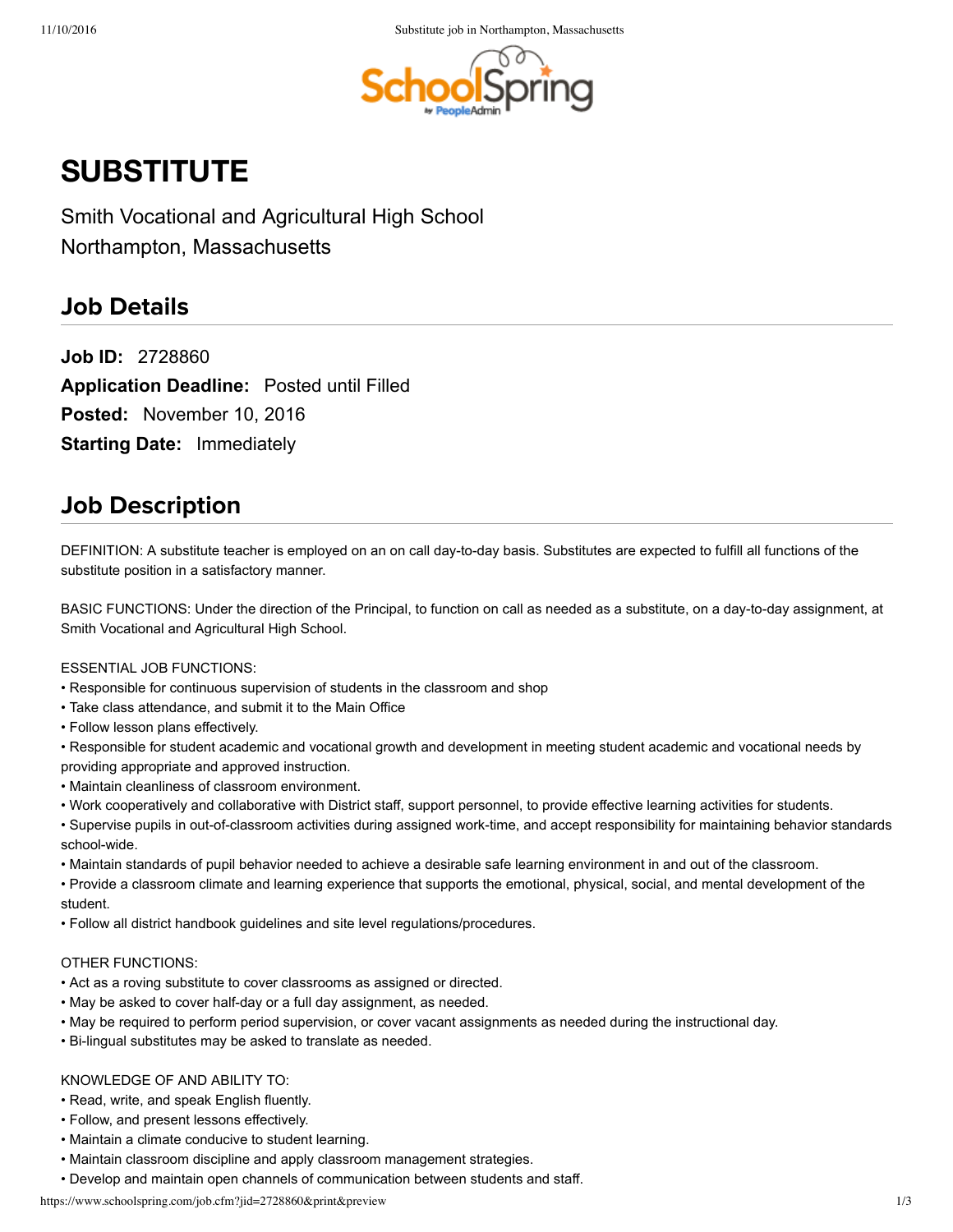# SUBSTITUTE

Smith Vocational and Agricultural High School
Northampton, Massachusetts

## Job Details

**Job ID:** 2728860
**Application Deadline:** Posted until Filled
**Posted:** November 10, 2016
**Starting Date:** Immediately

## Job Description

DEFINITION: A substitute teacher is employed on an on call day-to-day basis. Substitutes are expected to fulfill all functions of the substitute position in a satisfactory manner.

BASIC FUNCTIONS: Under the direction of the Principal, to function on call as needed as a substitute, on a day-to-day assignment, at Smith Vocational and Agricultural High School.

ESSENTIAL JOB FUNCTIONS:

- Responsible for continuous supervision of students in the classroom and shop
- Take class attendance, and submit it to the Main Office
- Follow lesson plans effectively.
- Responsible for student academic and vocational growth and development in meeting student academic and vocational needs by providing appropriate and approved instruction.
- Maintain cleanliness of classroom environment.
- Work cooperatively and collaborative with District staff, support personnel, to provide effective learning activities for students.
- Supervise pupils in out-of-classroom activities during assigned work-time, and accept responsibility for maintaining behavior standards school-wide.
- Maintain standards of pupil behavior needed to achieve a desirable safe learning environment in and out of the classroom.
- Provide a classroom climate and learning experience that supports the emotional, physical, social, and mental development of the student.
- Follow all district handbook guidelines and site level regulations/procedures.

OTHER FUNCTIONS:

- Act as a roving substitute to cover classrooms as assigned or directed.
- May be asked to cover half-day or a full day assignment, as needed.
- May be required to perform period supervision, or cover vacant assignments as needed during the instructional day.
- Bi-lingual substitutes may be asked to translate as needed.

KNOWLEDGE OF AND ABILITY TO:

- Read, write, and speak English fluently.
- Follow, and present lessons effectively.
- Maintain a climate conducive to student learning.
- Maintain classroom discipline and apply classroom management strategies.
- Develop and maintain open channels of communication between students and staff.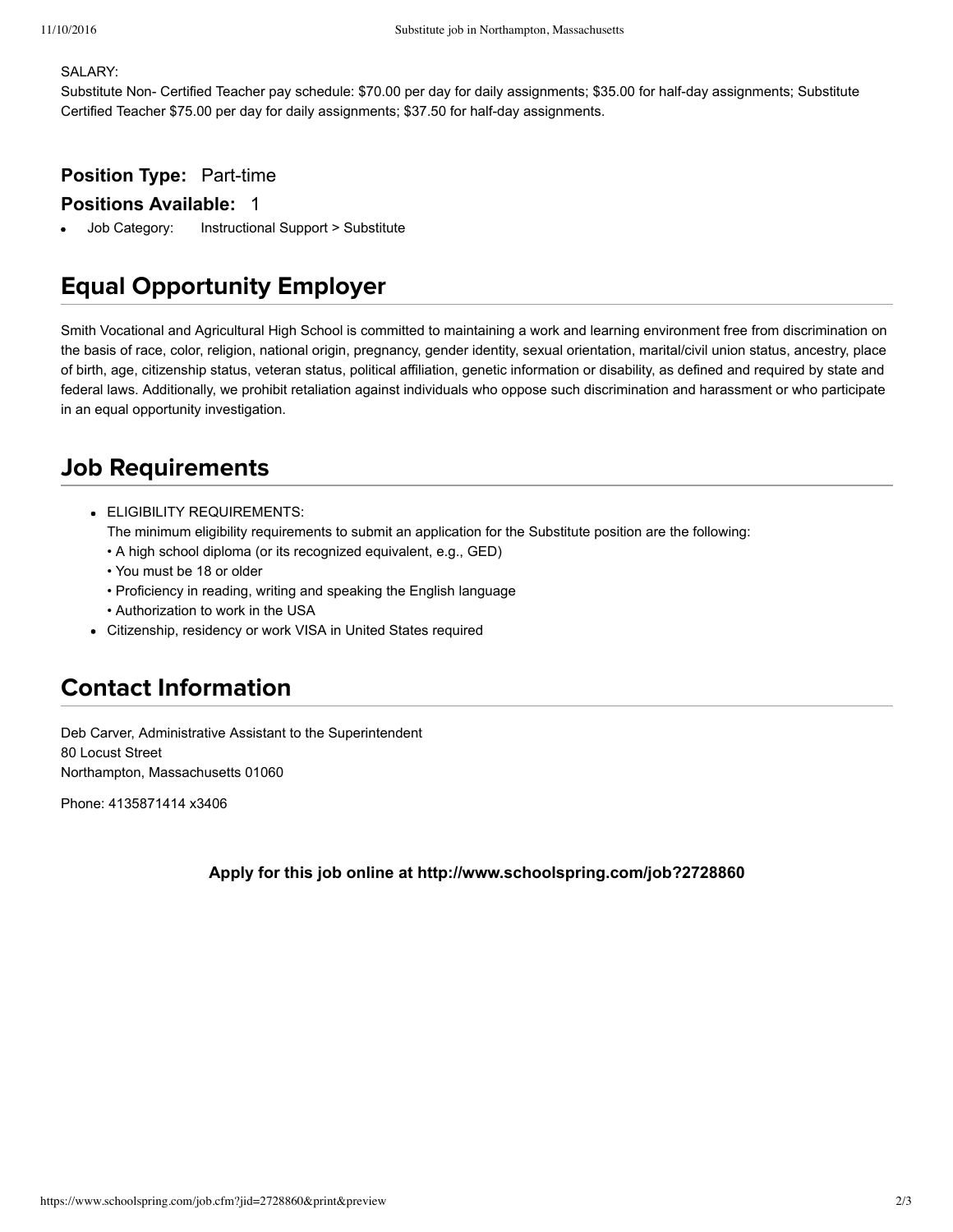SALARY:
Substitute Non- Certified Teacher pay schedule: $70.00 per day for daily assignments; $35.00 for half-day assignments; Substitute Certified Teacher $75.00 per day for daily assignments; $37.50 for half-day assignments.

**Position Type:** Part-time

**Positions Available:** 1

- Job Category: Instructional Support > Substitute

## Equal Opportunity Employer

Smith Vocational and Agricultural High School is committed to maintaining a work and learning environment free from discrimination on the basis of race, color, religion, national origin, pregnancy, gender identity, sexual orientation, marital/civil union status, ancestry, place of birth, age, citizenship status, veteran status, political affiliation, genetic information or disability, as defined and required by state and federal laws. Additionally, we prohibit retaliation against individuals who oppose such discrimination and harassment or who participate in an equal opportunity investigation.

## Job Requirements

- ELIGIBILITY REQUIREMENTS:
  The minimum eligibility requirements to submit an application for the Substitute position are the following:
  • A high school diploma (or its recognized equivalent, e.g., GED)
  • You must be 18 or older
  • Proficiency in reading, writing and speaking the English language
  • Authorization to work in the USA
- Citizenship, residency or work VISA in United States required

## Contact Information

Deb Carver, Administrative Assistant to the Superintendent
80 Locust Street
Northampton, Massachusetts 01060

Phone: 4135871414 x3406

**Apply for this job online at http://www.schoolspring.com/job?2728860**